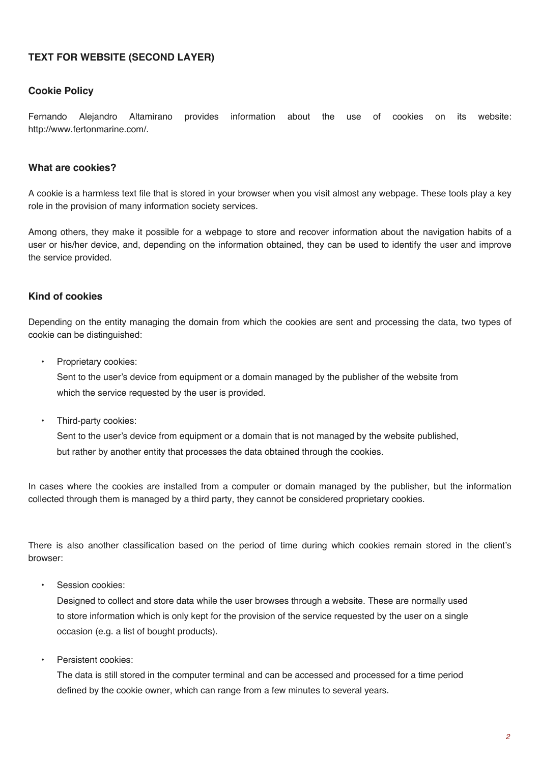## TEXT FOR WEBSITE (SECOND LAYER)

### Cookie Policy

Fernando Alejandro Altamirano provides information about the use of cookies on its website: http://www.fertonmarine.com/.

### What are cookies?

A cookie is a harmless text file that is stored in your browser when you visit almost any webpage. These tools play a key role in the provision of many information society services.

Among others, they make it possible for a webpage to store and recover information about the navigation habits of a user or his/her device, and, depending on the information obtained, they can be used to identify the user and improve the service provided.

### Kind of cookies

Depending on the entity managing the domain from which the cookies are sent and processing the data, two types of cookie can be distinguished:

- Proprietary cookies:
  Sent to the user's device from equipment or a domain managed by the publisher of the website from which the service requested by the user is provided.
- Third-party cookies:
  Sent to the user's device from equipment or a domain that is not managed by the website published, but rather by another entity that processes the data obtained through the cookies.

In cases where the cookies are installed from a computer or domain managed by the publisher, but the information collected through them is managed by a third party, they cannot be considered proprietary cookies.

There is also another classification based on the period of time during which cookies remain stored in the client's browser:

- Session cookies:
  Designed to collect and store data while the user browses through a website. These are normally used to store information which is only kept for the provision of the service requested by the user on a single occasion (e.g. a list of bought products).
- Persistent cookies:
  The data is still stored in the computer terminal and can be accessed and processed for a time period defined by the cookie owner, which can range from a few minutes to several years.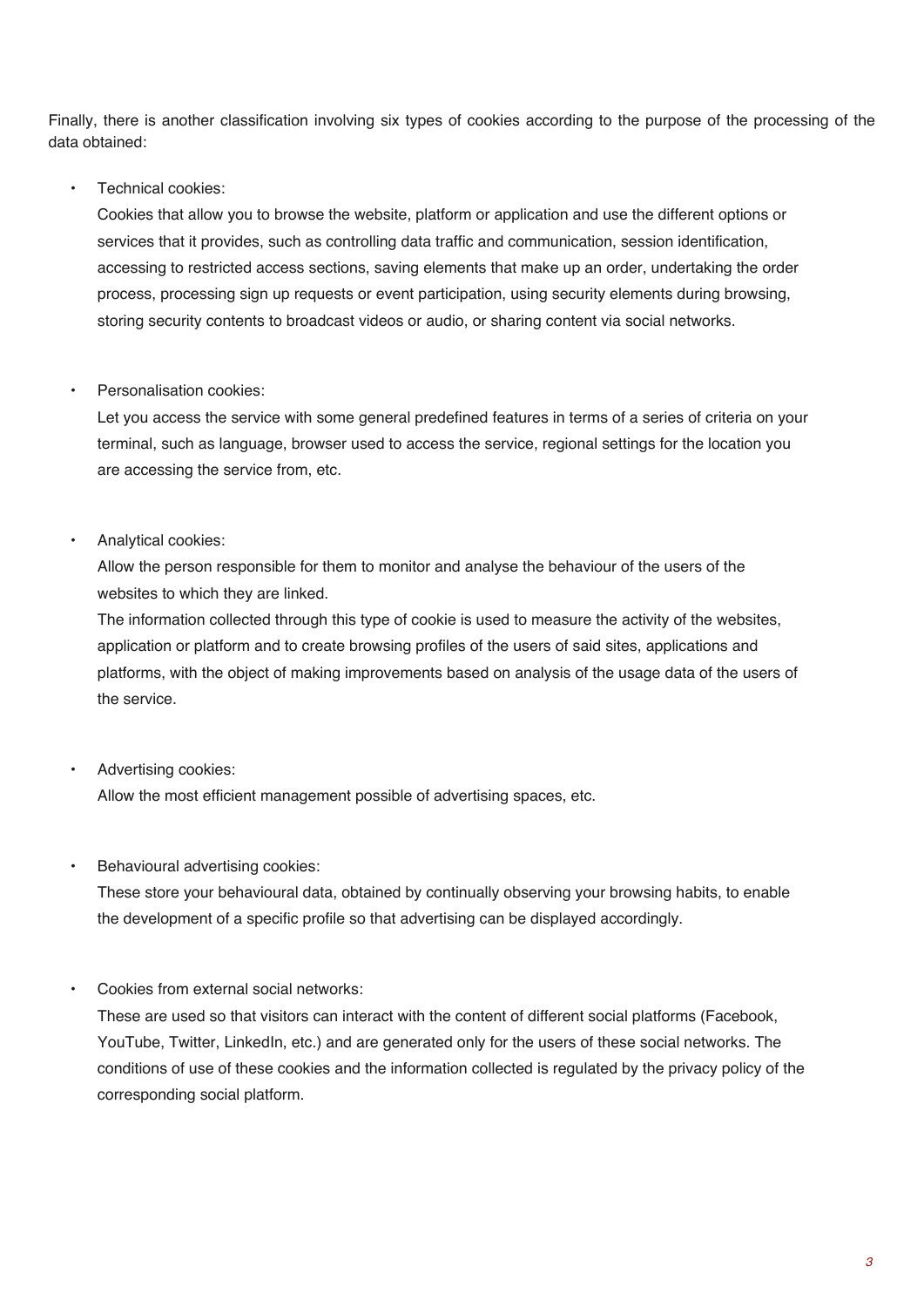Finally, there is another classification involving six types of cookies according to the purpose of the processing of the data obtained:

- Technical cookies:

  Cookies that allow you to browse the website, platform or application and use the different options or services that it provides, such as controlling data traffic and communication, session identification, accessing to restricted access sections, saving elements that make up an order, undertaking the order process, processing sign up requests or event participation, using security elements during browsing, storing security contents to broadcast videos or audio, or sharing content via social networks.

- Personalisation cookies:

  Let you access the service with some general predefined features in terms of a series of criteria on your terminal, such as language, browser used to access the service, regional settings for the location you are accessing the service from, etc.

- Analytical cookies:

  Allow the person responsible for them to monitor and analyse the behaviour of the users of the websites to which they are linked.

  The information collected through this type of cookie is used to measure the activity of the websites, application or platform and to create browsing profiles of the users of said sites, applications and platforms, with the object of making improvements based on analysis of the usage data of the users of the service.

- Advertising cookies:

  Allow the most efficient management possible of advertising spaces, etc.

- Behavioural advertising cookies:

  These store your behavioural data, obtained by continually observing your browsing habits, to enable the development of a specific profile so that advertising can be displayed accordingly.

- Cookies from external social networks:

  These are used so that visitors can interact with the content of different social platforms (Facebook, YouTube, Twitter, LinkedIn, etc.) and are generated only for the users of these social networks. The conditions of use of these cookies and the information collected is regulated by the privacy policy of the corresponding social platform.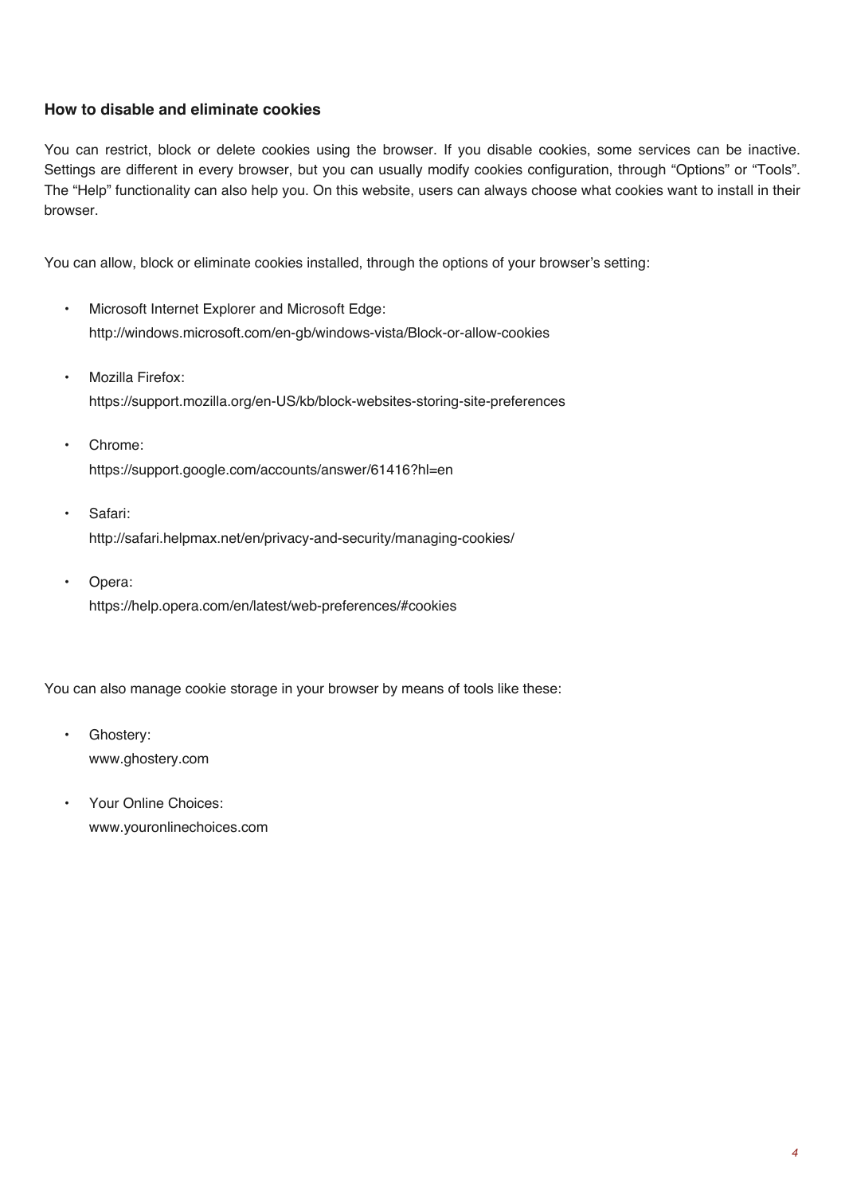### How to disable and eliminate cookies

You can restrict, block or delete cookies using the browser. If you disable cookies, some services can be inactive. Settings are different in every browser, but you can usually modify cookies configuration, through “Options” or “Tools”. The “Help” functionality can also help you. On this website, users can always choose what cookies want to install in their browser.

You can allow, block or eliminate cookies installed, through the options of your browser’s setting:

- Microsoft Internet Explorer and Microsoft Edge:  
  http://windows.microsoft.com/en-gb/windows-vista/Block-or-allow-cookies
- Mozilla Firefox:  
  https://support.mozilla.org/en-US/kb/block-websites-storing-site-preferences
- Chrome:  
  https://support.google.com/accounts/answer/61416?hl=en
- Safari:  
  http://safari.helpmax.net/en/privacy-and-security/managing-cookies/
- Opera:  
  https://help.opera.com/en/latest/web-preferences/#cookies

You can also manage cookie storage in your browser by means of tools like these:

- Ghostery:  
  www.ghostery.com
- Your Online Choices:  
  www.youronlinechoices.com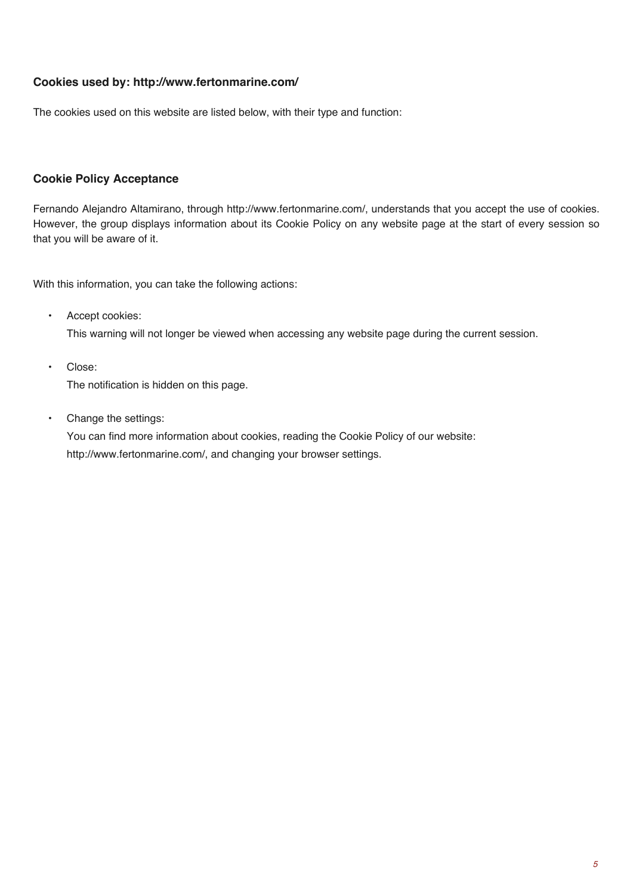### Cookies used by: http://www.fertonmarine.com/

The cookies used on this website are listed below, with their type and function:

### Cookie Policy Acceptance

Fernando Alejandro Altamirano, through http://www.fertonmarine.com/, understands that you accept the use of cookies. However, the group displays information about its Cookie Policy on any website page at the start of every session so that you will be aware of it.

With this information, you can take the following actions:

- Accept cookies:
  This warning will not longer be viewed when accessing any website page during the current session.
- Close:
  The notification is hidden on this page.
- Change the settings:
  You can find more information about cookies, reading the Cookie Policy of our website: http://www.fertonmarine.com/, and changing your browser settings.